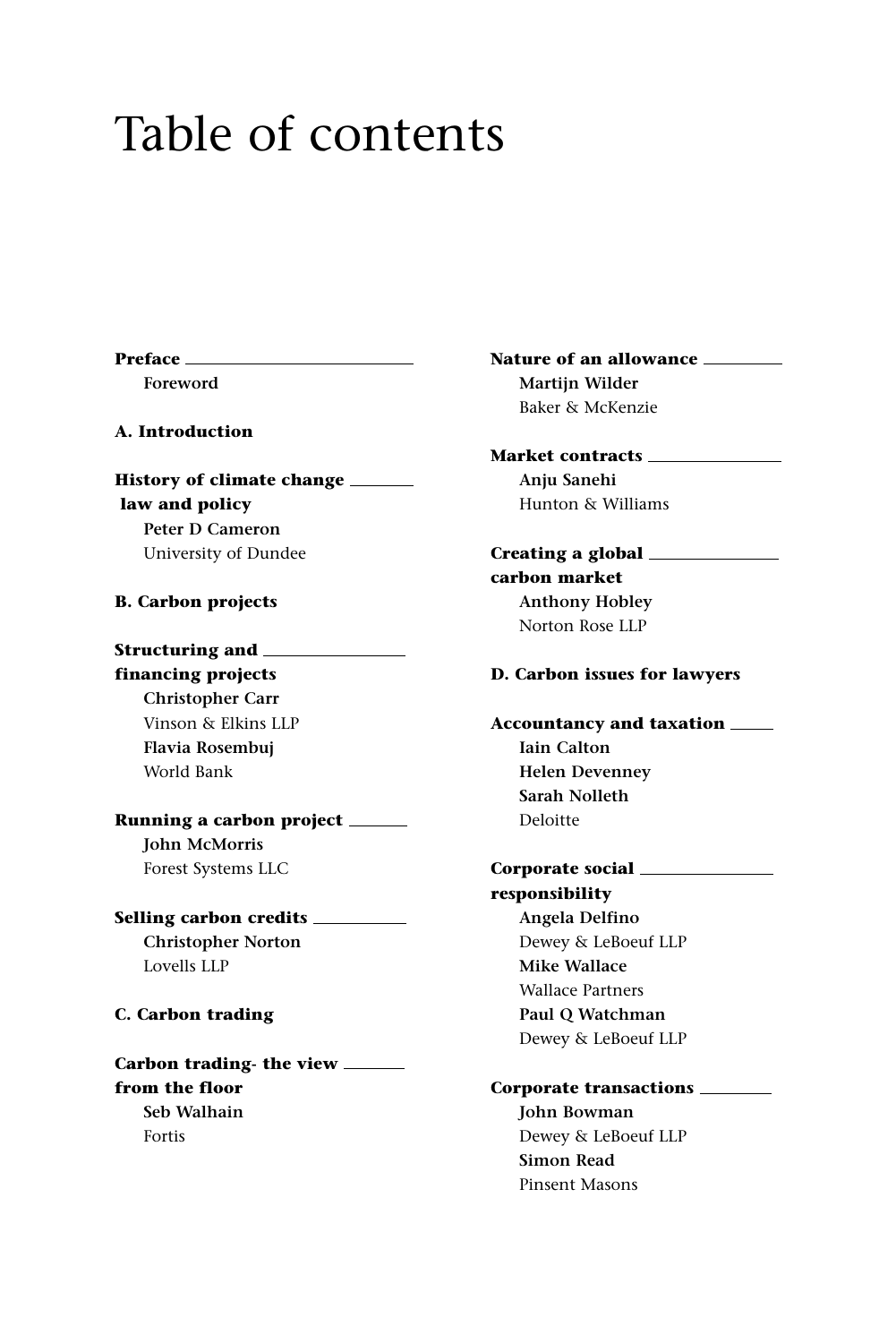# Table of contents

**Preface**

**Foreword**

**A. Introduction**

**History of climate change law and policy**
**Peter D Cameron**
University of Dundee

**B. Carbon projects**

**Structuring and financing projects**
**Christopher Carr**
Vinson & Elkins LLP
**Flavia Rosembuj**
World Bank

**Running a carbon project**
**John McMorris**
Forest Systems LLC

**Selling carbon credits**
**Christopher Norton**
Lovells LLP

**C. Carbon trading**

**Carbon trading- the view from the floor**
**Seb Walhain**
Fortis

**Nature of an allowance**
**Martijn Wilder**
Baker & McKenzie

**Market contracts**
**Anju Sanehi**
Hunton & Williams

**Creating a global carbon market**
**Anthony Hobley**
Norton Rose LLP

**D. Carbon issues for lawyers**

**Accountancy and taxation**
**Iain Calton**
**Helen Devenney**
**Sarah Nolleth**
Deloitte

**Corporate social responsibility**
**Angela Delfino**
Dewey & LeBoeuf LLP
**Mike Wallace**
Wallace Partners
**Paul Q Watchman**
Dewey & LeBoeuf LLP

**Corporate transactions**
**John Bowman**
Dewey & LeBoeuf LLP
**Simon Read**
Pinsent Masons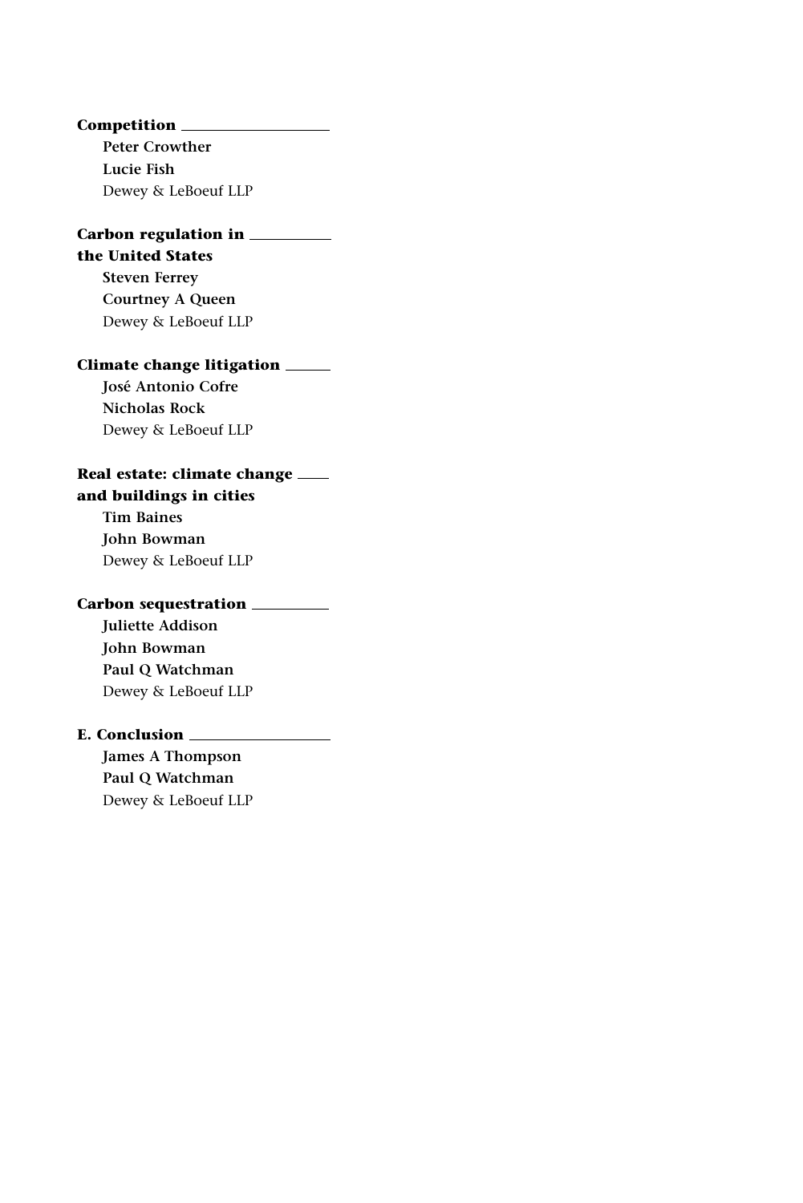**Competition**

**Peter Crowther**
**Lucie Fish**
Dewey & LeBoeuf LLP

**Carbon regulation in the United States**

**Steven Ferrey**
**Courtney A Queen**
Dewey & LeBoeuf LLP

**Climate change litigation**

**José Antonio Cofre**
**Nicholas Rock**
Dewey & LeBoeuf LLP

**Real estate: climate change and buildings in cities**

**Tim Baines**
**John Bowman**
Dewey & LeBoeuf LLP

**Carbon sequestration**

**Juliette Addison**
**John Bowman**
**Paul Q Watchman**
Dewey & LeBoeuf LLP

**E. Conclusion**

**James A Thompson**
**Paul Q Watchman**
Dewey & LeBoeuf LLP